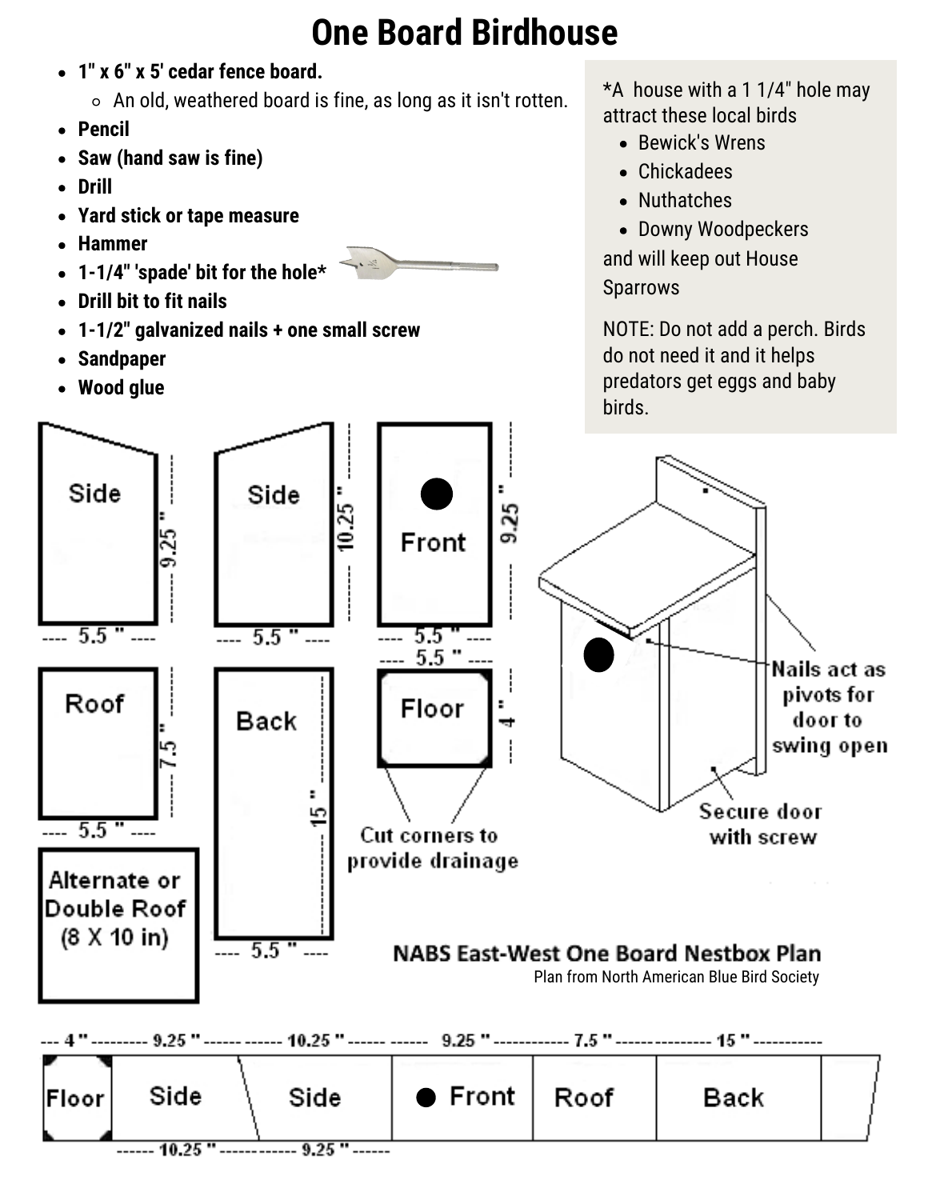# One Board Birdhouse

- **1" x 6" x 5' cedar fence board.**
  - An old, weathered board is fine, as long as it isn't rotten.
- **Pencil**
- **Saw (hand saw is fine)**
- **Drill**
- **Yard stick or tape measure**
- **Hammer**
- **1-1/4" 'spade' bit for the hole***
- **Drill bit to fit nails**
- **1-1/2" galvanized nails + one small screw**
- **Sandpaper**
- **Wood glue**

*A house with a 1 1/4" hole may attract these local birds

- Bewick's Wrens
- Chickadees
- Nuthatches
- Downy Woodpeckers

and will keep out House Sparrows

NOTE: Do not add a perch. Birds do not need it and it helps predators get eggs and baby birds.

Side — 5.5" x 9.25"

Side — 5.5" x 10.25"

Front — 5.5" x 9.25"

Roof — 5.5" x 7.5"

Back — 5.5" x 15"

Floor — 5.5" x 4"

Alternate or Double Roof (8 X 10 in)

Cut corners to provide drainage

Nails act as pivots for door to swing open

Secure door with screw

**NABS East-West One Board Nestbox Plan**

Plan from North American Blue Bird Society

Cutting layout: Floor 4" | Side 9.25" / 10.25" | Side 10.25" / 9.25" | Front 9.25" | Roof 7.5" | Back 15"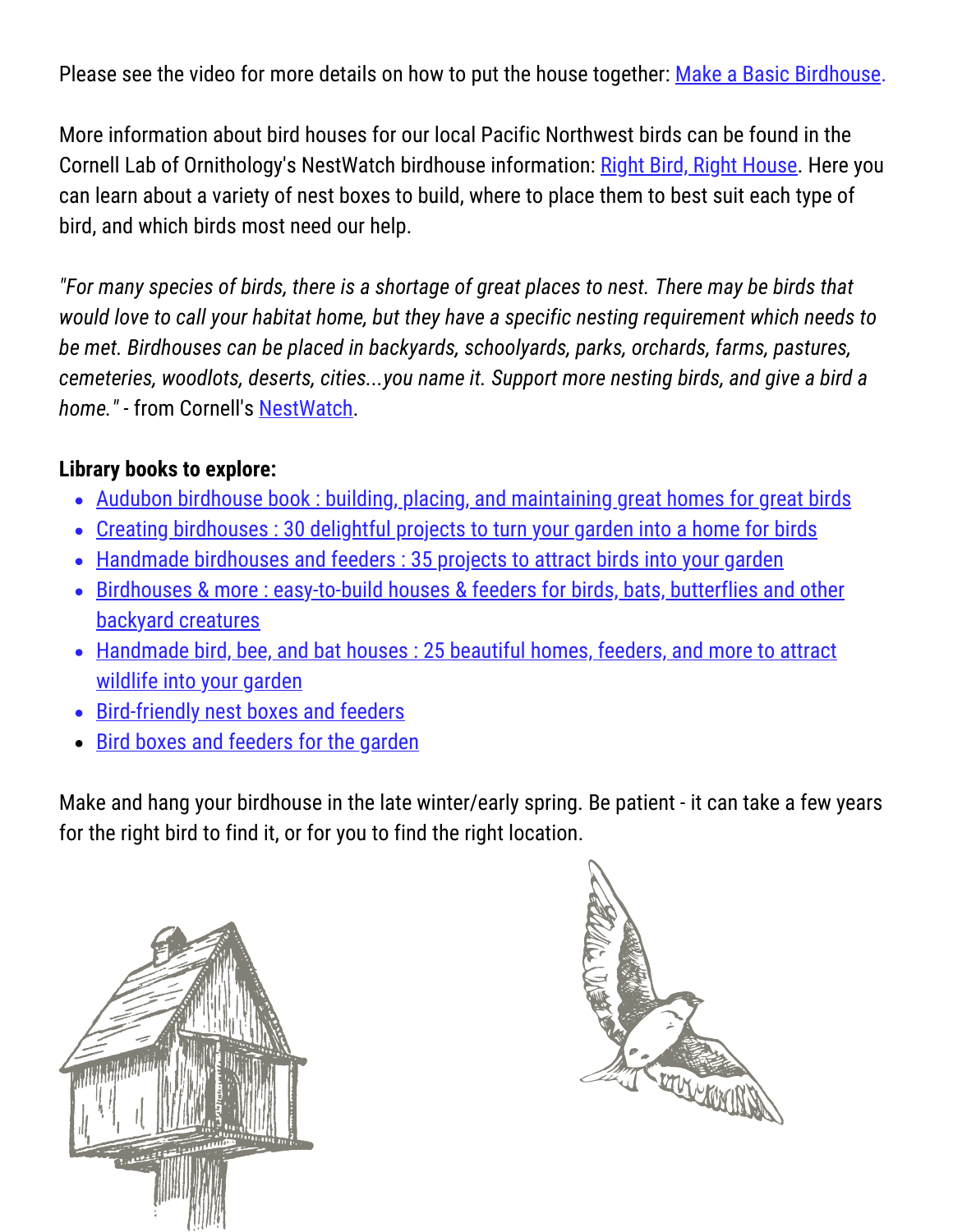Please see the video for more details on how to put the house together: Make a Basic Birdhouse.

More information about bird houses for our local Pacific Northwest birds can be found in the Cornell Lab of Ornithology's NestWatch birdhouse information: Right Bird, Right House. Here you can learn about a variety of nest boxes to build, where to place them to best suit each type of bird, and which birds most need our help.

*"For many species of birds, there is a shortage of great places to nest. There may be birds that would love to call your habitat home, but they have a specific nesting requirement which needs to be met. Birdhouses can be placed in backyards, schoolyards, parks, orchards, farms, pastures, cemeteries, woodlots, deserts, cities...you name it. Support more nesting birds, and give a bird a home."* - from Cornell's NestWatch.

**Library books to explore:**

- Audubon birdhouse book : building, placing, and maintaining great homes for great birds
- Creating birdhouses : 30 delightful projects to turn your garden into a home for birds
- Handmade birdhouses and feeders : 35 projects to attract birds into your garden
- Birdhouses & more : easy-to-build houses & feeders for birds, bats, butterflies and other backyard creatures
- Handmade bird, bee, and bat houses : 25 beautiful homes, feeders, and more to attract wildlife into your garden
- Bird-friendly nest boxes and feeders
- Bird boxes and feeders for the garden

Make and hang your birdhouse in the late winter/early spring. Be patient - it can take a few years for the right bird to find it, or for you to find the right location.